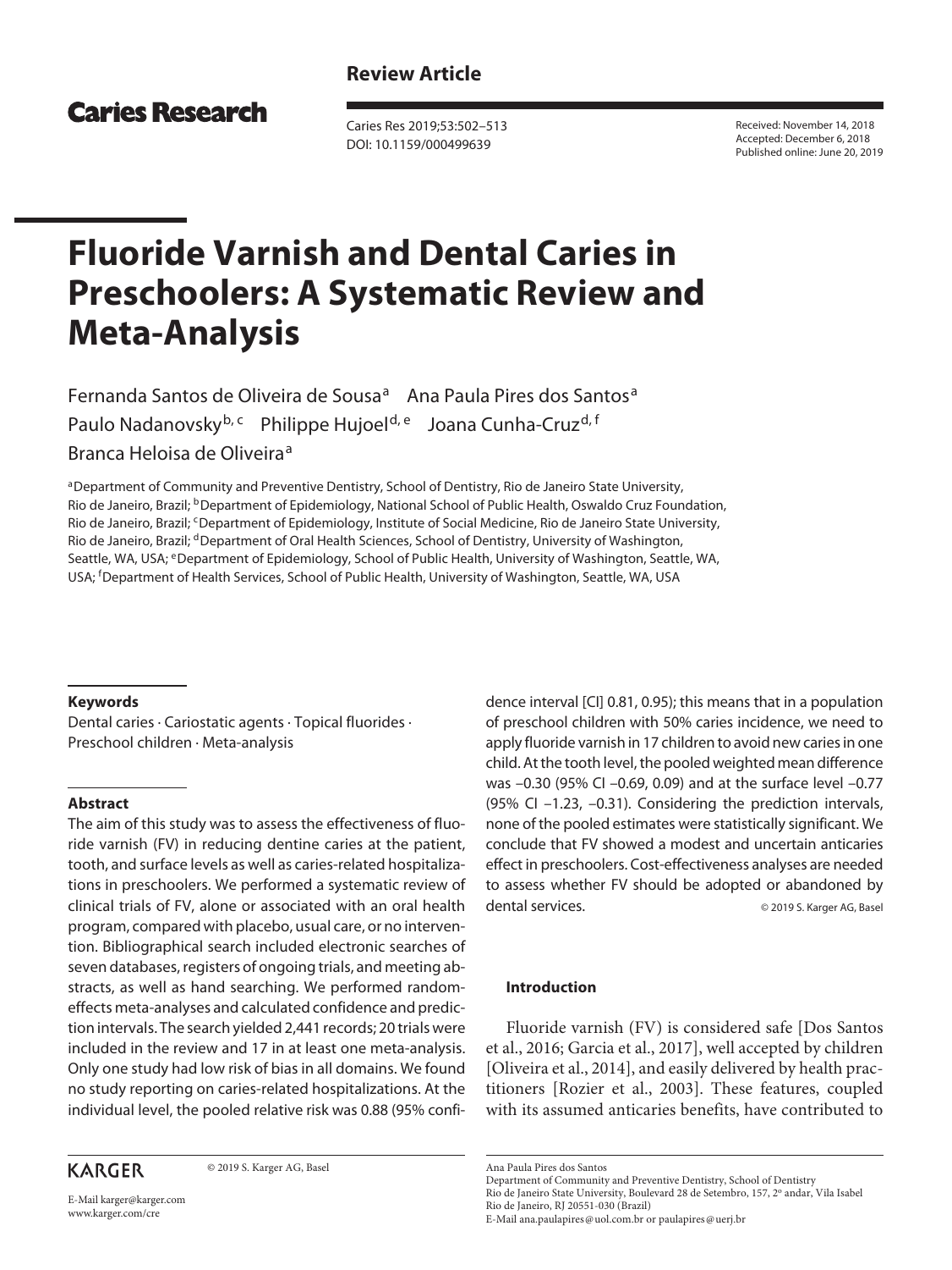Review Article

Caries Research

Received: November 14, 2018
Accepted: December 6, 2018
Published online: June 20, 2019

# Fluoride Varnish and Dental Caries in Preschoolers: A Systematic Review and Meta-Analysis

Fernanda Santos de Oliveira de Sousa[a] Ana Paula Pires dos Santos[a] Paulo Nadanovsky[b, c] Philippe Hujoel[d, e] Joana Cunha-Cruz[d, f] Branca Heloisa de Oliveira[a]

[a]Department of Community and Preventive Dentistry, School of Dentistry, Rio de Janeiro State University, Rio de Janeiro, Brazil; [b]Department of Epidemiology, National School of Public Health, Oswaldo Cruz Foundation, Rio de Janeiro, Brazil; [c]Department of Epidemiology, Institute of Social Medicine, Rio de Janeiro State University, Rio de Janeiro, Brazil; [d]Department of Oral Health Sciences, School of Dentistry, University of Washington, Seattle, WA, USA; [e]Department of Epidemiology, School of Public Health, University of Washington, Seattle, WA, USA; [f]Department of Health Services, School of Public Health, University of Washington, Seattle, WA, USA

## Keywords

Dental caries · Cariostatic agents · Topical fluorides · Preschool children · Meta-analysis

## Abstract

The aim of this study was to assess the effectiveness of fluoride varnish (FV) in reducing dentine caries at the patient, tooth, and surface levels as well as caries-related hospitalizations in preschoolers. We performed a systematic review of clinical trials of FV, alone or associated with an oral health program, compared with placebo, usual care, or no intervention. Bibliographical search included electronic searches of seven databases, registers of ongoing trials, and meeting abstracts, as well as hand searching. We performed random-effects meta-analyses and calculated confidence and prediction intervals. The search yielded 2,441 records; 20 trials were included in the review and 17 in at least one meta-analysis. Only one study had low risk of bias in all domains. We found no study reporting on caries-related hospitalizations. At the individual level, the pooled relative risk was 0.88 (95% confidence interval [CI] 0.81, 0.95); this means that in a population of preschool children with 50% caries incidence, we need to apply fluoride varnish in 17 children to avoid new caries in one child. At the tooth level, the pooled weighted mean difference was –0.30 (95% CI –0.69, 0.09) and at the surface level –0.77 (95% CI –1.23, –0.31). Considering the prediction intervals, none of the pooled estimates were statistically significant. We conclude that FV showed a modest and uncertain anticaries effect in preschoolers. Cost-effectiveness analyses are needed to assess whether FV should be adopted or abandoned by dental services.

© 2019 S. Karger AG, Basel

## Introduction

Fluoride varnish (FV) is considered safe [Dos Santos et al., 2016; Garcia et al., 2017], well accepted by children [Oliveira et al., 2014], and easily delivered by health practitioners [Rozier et al., 2003]. These features, coupled with its assumed anticaries benefits, have contributed to

KARGER

© 2019 S. Karger AG, Basel

E-Mail karger@karger.com
www.karger.com/cre

Ana Paula Pires dos Santos
Department of Community and Preventive Dentistry, School of Dentistry
Rio de Janeiro State University, Boulevard 28 de Setembro, 157, 2º andar, Vila Isabel
Rio de Janeiro, RJ 20551-030 (Brazil)
E-Mail ana.paulapires@uol.com.br or paulapires@uerj.br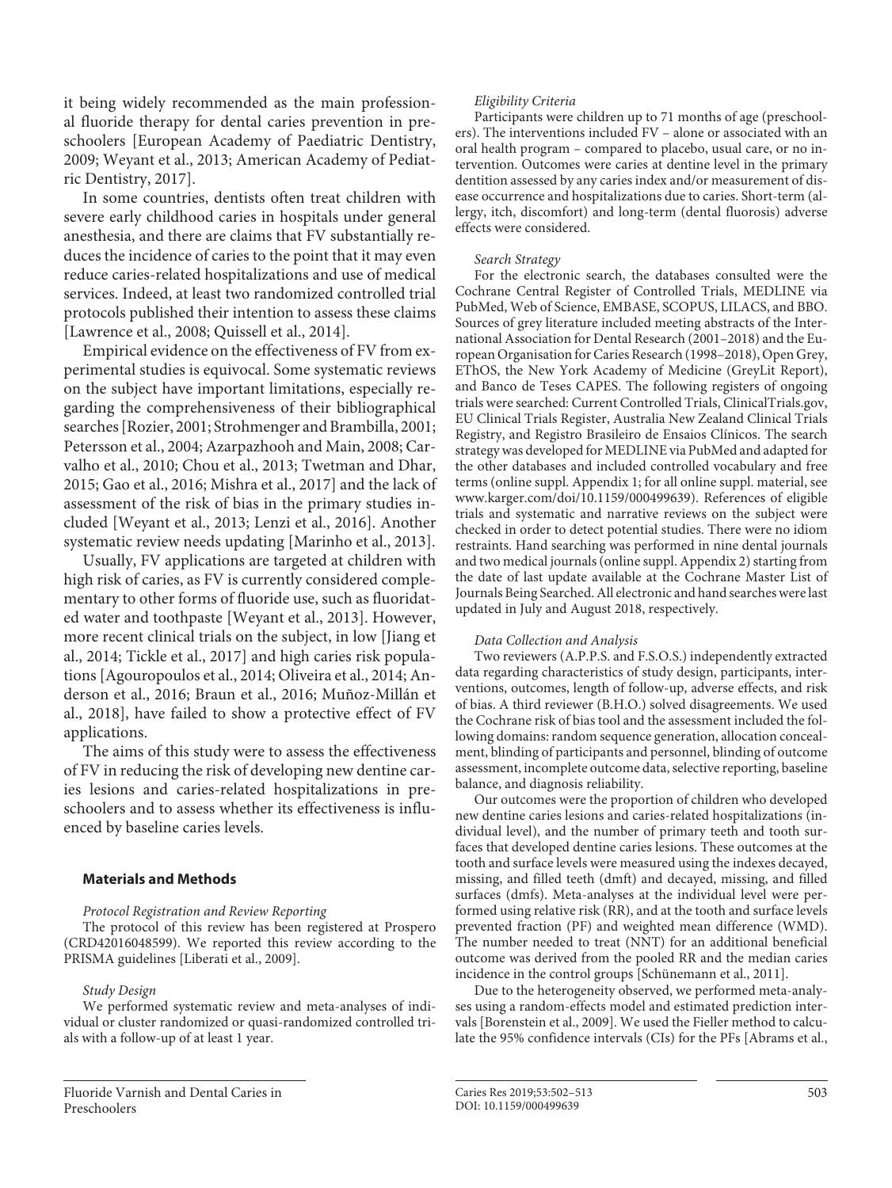it being widely recommended as the main professional fluoride therapy for dental caries prevention in preschoolers [European Academy of Paediatric Dentistry, 2009; Weyant et al., 2013; American Academy of Pediatric Dentistry, 2017].

In some countries, dentists often treat children with severe early childhood caries in hospitals under general anesthesia, and there are claims that FV substantially reduces the incidence of caries to the point that it may even reduce caries-related hospitalizations and use of medical services. Indeed, at least two randomized controlled trial protocols published their intention to assess these claims [Lawrence et al., 2008; Quissell et al., 2014].

Empirical evidence on the effectiveness of FV from experimental studies is equivocal. Some systematic reviews on the subject have important limitations, especially regarding the comprehensiveness of their bibliographical searches [Rozier, 2001; Strohmenger and Brambilla, 2001; Petersson et al., 2004; Azarpazhooh and Main, 2008; Carvalho et al., 2010; Chou et al., 2013; Twetman and Dhar, 2015; Gao et al., 2016; Mishra et al., 2017] and the lack of assessment of the risk of bias in the primary studies included [Weyant et al., 2013; Lenzi et al., 2016]. Another systematic review needs updating [Marinho et al., 2013].

Usually, FV applications are targeted at children with high risk of caries, as FV is currently considered complementary to other forms of fluoride use, such as fluoridated water and toothpaste [Weyant et al., 2013]. However, more recent clinical trials on the subject, in low [Jiang et al., 2014; Tickle et al., 2017] and high caries risk populations [Agouropoulos et al., 2014; Oliveira et al., 2014; Anderson et al., 2016; Braun et al., 2016; Muñoz-Millán et al., 2018], have failed to show a protective effect of FV applications.

The aims of this study were to assess the effectiveness of FV in reducing the risk of developing new dentine caries lesions and caries-related hospitalizations in preschoolers and to assess whether its effectiveness is influenced by baseline caries levels.

## Materials and Methods

*Protocol Registration and Review Reporting*

The protocol of this review has been registered at Prospero (CRD42016048599). We reported this review according to the PRISMA guidelines [Liberati et al., 2009].

*Study Design*

We performed systematic review and meta-analyses of individual or cluster randomized or quasi-randomized controlled trials with a follow-up of at least 1 year.

*Eligibility Criteria*

Participants were children up to 71 months of age (preschoolers). The interventions included FV – alone or associated with an oral health program – compared to placebo, usual care, or no intervention. Outcomes were caries at dentine level in the primary dentition assessed by any caries index and/or measurement of disease occurrence and hospitalizations due to caries. Short-term (allergy, itch, discomfort) and long-term (dental fluorosis) adverse effects were considered.

*Search Strategy*

For the electronic search, the databases consulted were the Cochrane Central Register of Controlled Trials, MEDLINE via PubMed, Web of Science, EMBASE, SCOPUS, LILACS, and BBO. Sources of grey literature included meeting abstracts of the International Association for Dental Research (2001–2018) and the European Organisation for Caries Research (1998–2018), Open Grey, EThOS, the New York Academy of Medicine (GreyLit Report), and Banco de Teses CAPES. The following registers of ongoing trials were searched: Current Controlled Trials, ClinicalTrials.gov, EU Clinical Trials Register, Australia New Zealand Clinical Trials Registry, and Registro Brasileiro de Ensaios Clínicos. The search strategy was developed for MEDLINE via PubMed and adapted for the other databases and included controlled vocabulary and free terms (online suppl. Appendix 1; for all online suppl. material, see www.karger.com/doi/10.1159/000499639). References of eligible trials and systematic and narrative reviews on the subject were checked in order to detect potential studies. There were no idiom restraints. Hand searching was performed in nine dental journals and two medical journals (online suppl. Appendix 2) starting from the date of last update available at the Cochrane Master List of Journals Being Searched. All electronic and hand searches were last updated in July and August 2018, respectively.

*Data Collection and Analysis*

Two reviewers (A.P.P.S. and F.S.O.S.) independently extracted data regarding characteristics of study design, participants, interventions, outcomes, length of follow-up, adverse effects, and risk of bias. A third reviewer (B.H.O.) solved disagreements. We used the Cochrane risk of bias tool and the assessment included the following domains: random sequence generation, allocation concealment, blinding of participants and personnel, blinding of outcome assessment, incomplete outcome data, selective reporting, baseline balance, and diagnosis reliability.

Our outcomes were the proportion of children who developed new dentine caries lesions and caries-related hospitalizations (individual level), and the number of primary teeth and tooth surfaces that developed dentine caries lesions. These outcomes at the tooth and surface levels were measured using the indexes decayed, missing, and filled teeth (dmft) and decayed, missing, and filled surfaces (dmfs). Meta-analyses at the individual level were performed using relative risk (RR), and at the tooth and surface levels prevented fraction (PF) and weighted mean difference (WMD). The number needed to treat (NNT) for an additional beneficial outcome was derived from the pooled RR and the median caries incidence in the control groups [Schünemann et al., 2011].

Due to the heterogeneity observed, we performed meta-analyses using a random-effects model and estimated prediction intervals [Borenstein et al., 2009]. We used the Fieller method to calculate the 95% confidence intervals (CIs) for the PFs [Abrams et al.,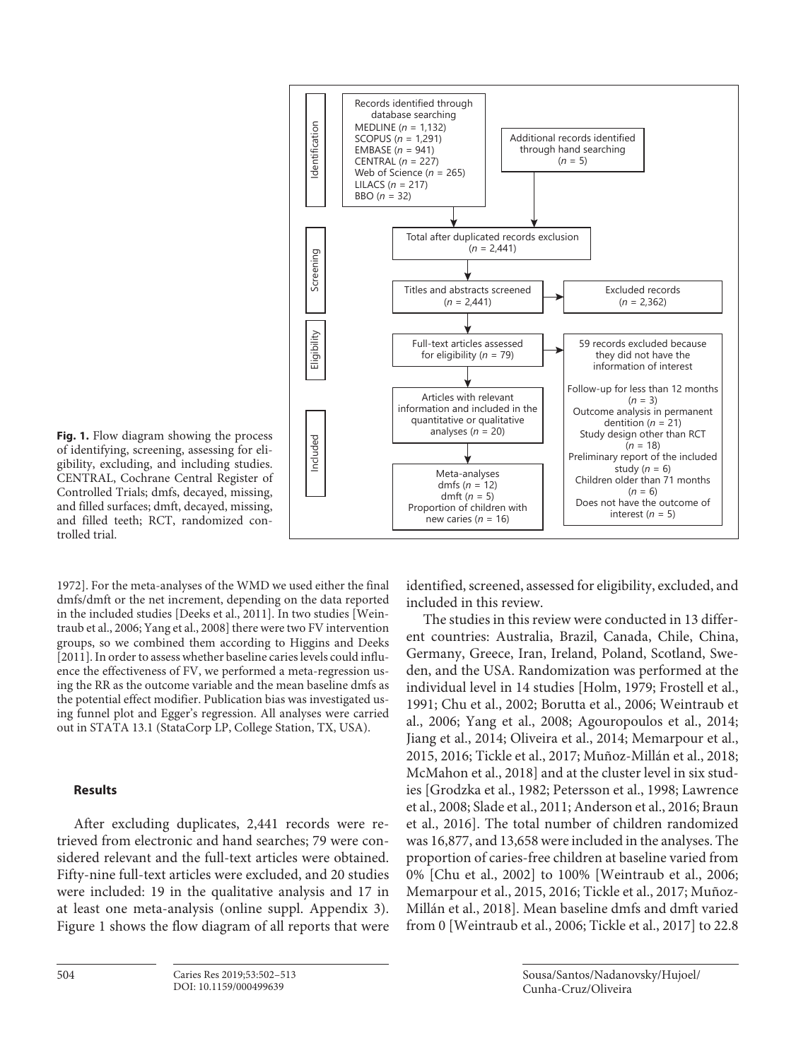Records identified through database searching
MEDLINE (*n* = 1,132)
SCOPUS (*n* = 1,291)
EMBASE (*n* = 941)
CENTRAL (*n* = 227)
Web of Science (*n* = 265)
LILACS (*n* = 217)
BBO (*n* = 32)

Additional records identified through hand searching (*n* = 5)

Total after duplicated records exclusion (*n* = 2,441)

Titles and abstracts screened (*n* = 2,441)

Excluded records (*n* = 2,362)

Full-text articles assessed for eligibility (*n* = 79)

59 records excluded because they did not have the information of interest

Follow-up for less than 12 months (*n* = 3)
Outcome analysis in permanent dentition (*n* = 21)
Study design other than RCT (*n* = 18)
Preliminary report of the included study (*n* = 6)
Children older than 71 months (*n* = 6)
Does not have the outcome of interest (*n* = 5)

Articles with relevant information and included in the quantitative or qualitative analyses (*n* = 20)

Meta-analyses
dmfs (*n* = 12)
dmft (*n* = 5)
Proportion of children with new caries (*n* = 16)

**Fig. 1.** Flow diagram showing the process of identifying, screening, assessing for eligibility, excluding, and including studies. CENTRAL, Cochrane Central Register of Controlled Trials; dmfs, decayed, missing, and filled surfaces; dmft, decayed, missing, and filled teeth; RCT, randomized controlled trial.

1972]. For the meta-analyses of the WMD we used either the final dmfs/dmft or the net increment, depending on the data reported in the included studies [Deeks et al., 2011]. In two studies [Weintraub et al., 2006; Yang et al., 2008] there were two FV intervention groups, so we combined them according to Higgins and Deeks [2011]. In order to assess whether baseline caries levels could influence the effectiveness of FV, we performed a meta-regression using the RR as the outcome variable and the mean baseline dmfs as the potential effect modifier. Publication bias was investigated using funnel plot and Egger's regression. All analyses were carried out in STATA 13.1 (StataCorp LP, College Station, TX, USA).

## Results

After excluding duplicates, 2,441 records were retrieved from electronic and hand searches; 79 were considered relevant and the full-text articles were obtained. Fifty-nine full-text articles were excluded, and 20 studies were included: 19 in the qualitative analysis and 17 in at least one meta-analysis (online suppl. Appendix 3). Figure 1 shows the flow diagram of all reports that were identified, screened, assessed for eligibility, excluded, and included in this review.

The studies in this review were conducted in 13 different countries: Australia, Brazil, Canada, Chile, China, Germany, Greece, Iran, Ireland, Poland, Scotland, Sweden, and the USA. Randomization was performed at the individual level in 14 studies [Holm, 1979; Frostell et al., 1991; Chu et al., 2002; Borutta et al., 2006; Weintraub et al., 2006; Yang et al., 2008; Agouropoulos et al., 2014; Jiang et al., 2014; Oliveira et al., 2014; Memarpour et al., 2015, 2016; Tickle et al., 2017; Muñoz-Millán et al., 2018; McMahon et al., 2018] and at the cluster level in six studies [Grodzka et al., 1982; Petersson et al., 1998; Lawrence et al., 2008; Slade et al., 2011; Anderson et al., 2016; Braun et al., 2016]. The total number of children randomized was 16,877, and 13,658 were included in the analyses. The proportion of caries-free children at baseline varied from 0% [Chu et al., 2002] to 100% [Weintraub et al., 2006; Memarpour et al., 2015, 2016; Tickle et al., 2017; Muñoz-Millán et al., 2018]. Mean baseline dmfs and dmft varied from 0 [Weintraub et al., 2006; Tickle et al., 2017] to 22.8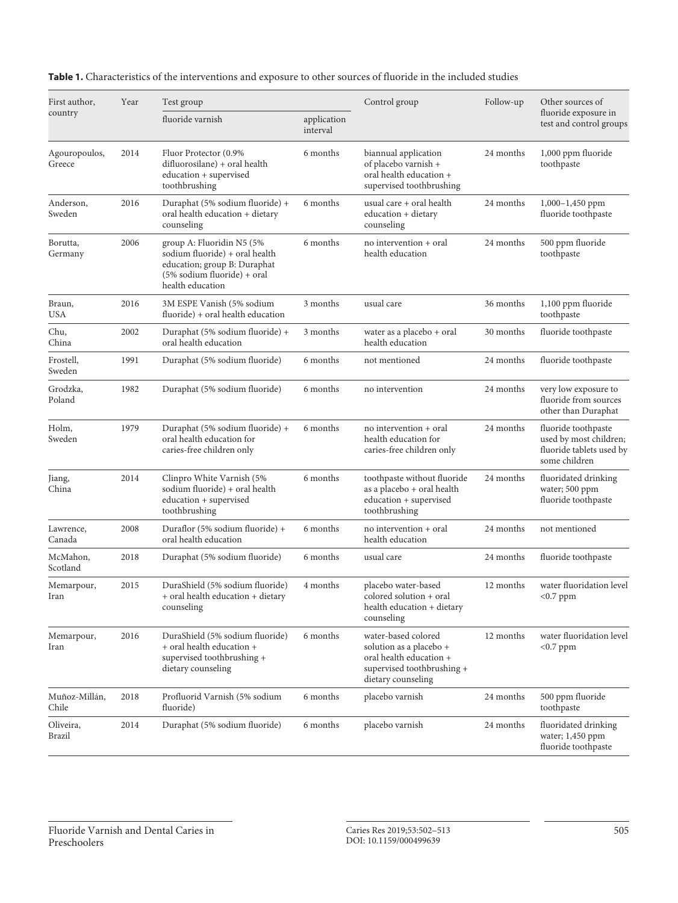**Table 1.** Characteristics of the interventions and exposure to other sources of fluoride in the included studies

| First author, country | Year | Test group | | Control group | Follow-up | Other sources of fluoride exposure in test and control groups |
|---|---|---|---|---|---|---|
| | | fluoride varnish | application interval | | | |
| Agouropoulos, Greece | 2014 | Fluor Protector (0.9% difluorosilane) + oral health education + supervised toothbrushing | 6 months | biannual application of placebo varnish + oral health education + supervised toothbrushing | 24 months | 1,000 ppm fluoride toothpaste |
| Anderson, Sweden | 2016 | Duraphat (5% sodium fluoride) + oral health education + dietary counseling | 6 months | usual care + oral health education + dietary counseling | 24 months | 1,000–1,450 ppm fluoride toothpaste |
| Borutta, Germany | 2006 | group A: Fluoridin N5 (5% sodium fluoride) + oral health education; group B: Duraphat (5% sodium fluoride) + oral health education | 6 months | no intervention + oral health education | 24 months | 500 ppm fluoride toothpaste |
| Braun, USA | 2016 | 3M ESPE Vanish (5% sodium fluoride) + oral health education | 3 months | usual care | 36 months | 1,100 ppm fluoride toothpaste |
| Chu, China | 2002 | Duraphat (5% sodium fluoride) + oral health education | 3 months | water as a placebo + oral health education | 30 months | fluoride toothpaste |
| Frostell, Sweden | 1991 | Duraphat (5% sodium fluoride) | 6 months | not mentioned | 24 months | fluoride toothpaste |
| Grodzka, Poland | 1982 | Duraphat (5% sodium fluoride) | 6 months | no intervention | 24 months | very low exposure to fluoride from sources other than Duraphat |
| Holm, Sweden | 1979 | Duraphat (5% sodium fluoride) + oral health education for caries-free children only | 6 months | no intervention + oral health education for caries-free children only | 24 months | fluoride toothpaste used by most children; fluoride tablets used by some children |
| Jiang, China | 2014 | Clinpro White Varnish (5% sodium fluoride) + oral health education + supervised toothbrushing | 6 months | toothpaste without fluoride as a placebo + oral health education + supervised toothbrushing | 24 months | fluoridated drinking water; 500 ppm fluoride toothpaste |
| Lawrence, Canada | 2008 | Duraflor (5% sodium fluoride) + oral health education | 6 months | no intervention + oral health education | 24 months | not mentioned |
| McMahon, Scotland | 2018 | Duraphat (5% sodium fluoride) | 6 months | usual care | 24 months | fluoride toothpaste |
| Memarpour, Iran | 2015 | DuraShield (5% sodium fluoride) + oral health education + dietary counseling | 4 months | placebo water-based colored solution + oral health education + dietary counseling | 12 months | water fluoridation level <0.7 ppm |
| Memarpour, Iran | 2016 | DuraShield (5% sodium fluoride) + oral health education + supervised toothbrushing + dietary counseling | 6 months | water-based colored solution as a placebo + oral health education + supervised toothbrushing + dietary counseling | 12 months | water fluoridation level <0.7 ppm |
| Muñoz-Millán, Chile | 2018 | Profluorid Varnish (5% sodium fluoride) | 6 months | placebo varnish | 24 months | 500 ppm fluoride toothpaste |
| Oliveira, Brazil | 2014 | Duraphat (5% sodium fluoride) | 6 months | placebo varnish | 24 months | fluoridated drinking water; 1,450 ppm fluoride toothpaste |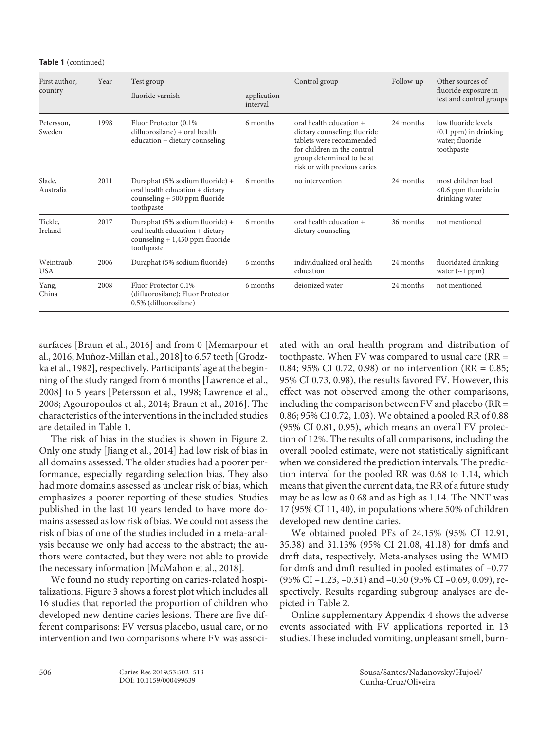**Table 1** (continued)

| First author, country | Year | Test group | | Control group | Follow-up | Other sources of fluoride exposure in test and control groups |
|---|---|---|---|---|---|---|
| | | fluoride varnish | application interval | | | |
| Petersson, Sweden | 1998 | Fluor Protector (0.1% difluorosilane) + oral health education + dietary counseling | 6 months | oral health education + dietary counseling; fluoride tablets were recommended for children in the control group determined to be at risk or with previous caries | 24 months | low fluoride levels (0.1 ppm) in drinking water; fluoride toothpaste |
| Slade, Australia | 2011 | Duraphat (5% sodium fluoride) + oral health education + dietary counseling + 500 ppm fluoride toothpaste | 6 months | no intervention | 24 months | most children had <0.6 ppm fluoride in drinking water |
| Tickle, Ireland | 2017 | Duraphat (5% sodium fluoride) + oral health education + dietary counseling + 1,450 ppm fluoride toothpaste | 6 months | oral health education + dietary counseling | 36 months | not mentioned |
| Weintraub, USA | 2006 | Duraphat (5% sodium fluoride) | 6 months | individualized oral health education | 24 months | fluoridated drinking water (~1 ppm) |
| Yang, China | 2008 | Fluor Protector 0.1% (difluorosilane); Fluor Protector 0.5% (difluorosilane) | 6 months | deionized water | 24 months | not mentioned |

surfaces [Braun et al., 2016] and from 0 [Memarpour et al., 2016; Muñoz-Millán et al., 2018] to 6.57 teeth [Grodzka et al., 1982], respectively. Participants' age at the beginning of the study ranged from 6 months [Lawrence et al., 2008] to 5 years [Petersson et al., 1998; Lawrence et al., 2008; Agouropoulos et al., 2014; Braun et al., 2016]. The characteristics of the interventions in the included studies are detailed in Table 1.

The risk of bias in the studies is shown in Figure 2. Only one study [Jiang et al., 2014] had low risk of bias in all domains assessed. The older studies had a poorer performance, especially regarding selection bias. They also had more domains assessed as unclear risk of bias, which emphasizes a poorer reporting of these studies. Studies published in the last 10 years tended to have more domains assessed as low risk of bias. We could not assess the risk of bias of one of the studies included in a meta-analysis because we only had access to the abstract; the authors were contacted, but they were not able to provide the necessary information [McMahon et al., 2018].

We found no study reporting on caries-related hospitalizations. Figure 3 shows a forest plot which includes all 16 studies that reported the proportion of children who developed new dentine caries lesions. There are five different comparisons: FV versus placebo, usual care, or no intervention and two comparisons where FV was associated with an oral health program and distribution of toothpaste. When FV was compared to usual care (RR = 0.84; 95% CI 0.72, 0.98) or no intervention (RR = 0.85; 95% CI 0.73, 0.98), the results favored FV. However, this effect was not observed among the other comparisons, including the comparison between FV and placebo (RR = 0.86; 95% CI 0.72, 1.03). We obtained a pooled RR of 0.88 (95% CI 0.81, 0.95), which means an overall FV protection of 12%. The results of all comparisons, including the overall pooled estimate, were not statistically significant when we considered the prediction intervals. The prediction interval for the pooled RR was 0.68 to 1.14, which means that given the current data, the RR of a future study may be as low as 0.68 and as high as 1.14. The NNT was 17 (95% CI 11, 40), in populations where 50% of children developed new dentine caries.

We obtained pooled PFs of 24.15% (95% CI 12.91, 35.38) and 31.13% (95% CI 21.08, 41.18) for dmfs and dmft data, respectively. Meta-analyses using the WMD for dmfs and dmft resulted in pooled estimates of −0.77 (95% CI −1.23, −0.31) and −0.30 (95% CI −0.69, 0.09), respectively. Results regarding subgroup analyses are depicted in Table 2.

Online supplementary Appendix 4 shows the adverse events associated with FV applications reported in 13 studies. These included vomiting, unpleasant smell, burn-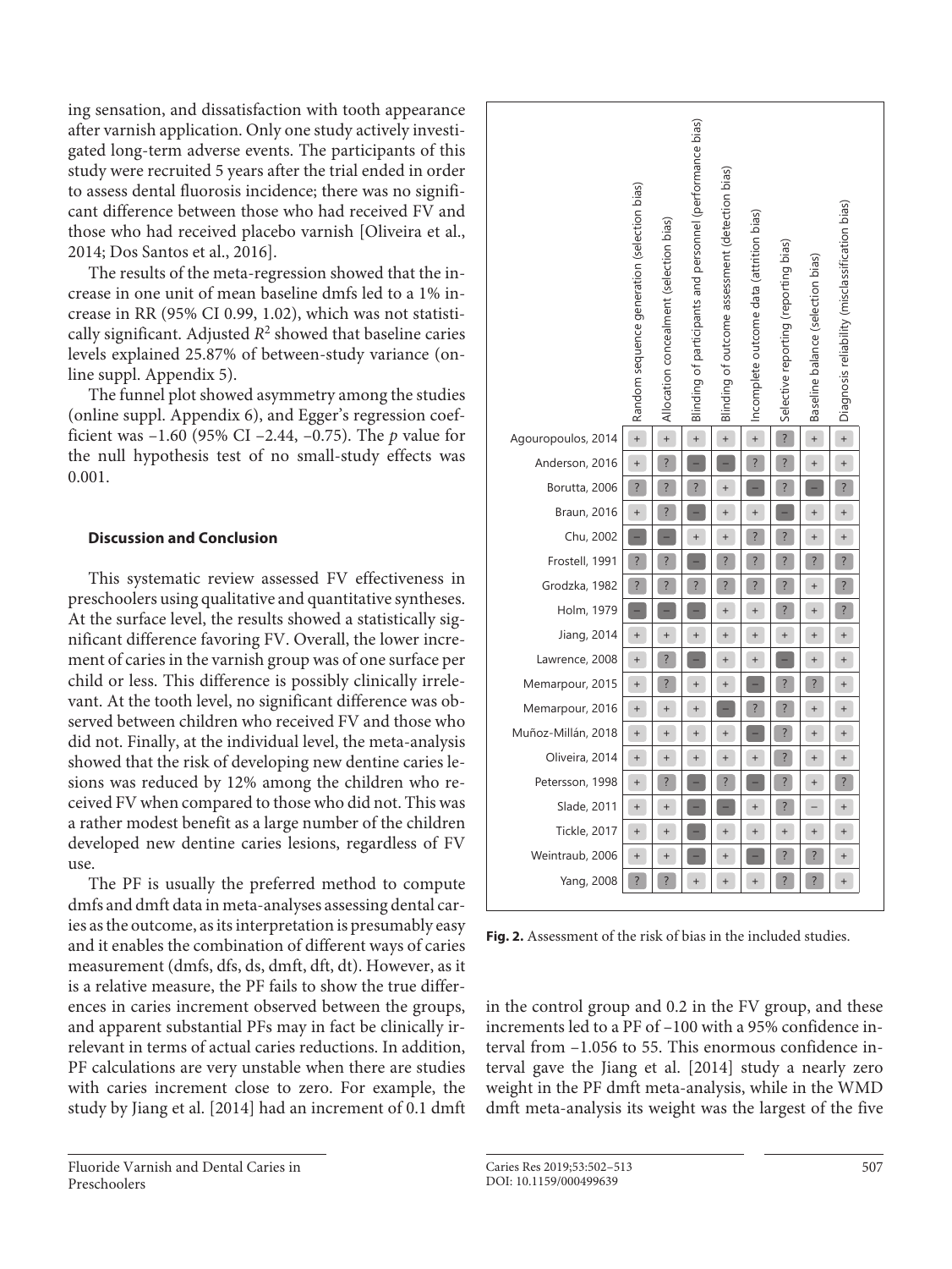ing sensation, and dissatisfaction with tooth appearance after varnish application. Only one study actively investigated long-term adverse events. The participants of this study were recruited 5 years after the trial ended in order to assess dental fluorosis incidence; there was no significant difference between those who had received FV and those who had received placebo varnish [Oliveira et al., 2014; Dos Santos et al., 2016].

The results of the meta-regression showed that the increase in one unit of mean baseline dmfs led to a 1% increase in RR (95% CI 0.99, 1.02), which was not statistically significant. Adjusted $R^2$ showed that baseline caries levels explained 25.87% of between-study variance (online suppl. Appendix 5).

The funnel plot showed asymmetry among the studies (online suppl. Appendix 6), and Egger's regression coefficient was −1.60 (95% CI −2.44, −0.75). The $p$ value for the null hypothesis test of no small-study effects was 0.001.

### Discussion and Conclusion

This systematic review assessed FV effectiveness in preschoolers using qualitative and quantitative syntheses. At the surface level, the results showed a statistically significant difference favoring FV. Overall, the lower increment of caries in the varnish group was of one surface per child or less. This difference is possibly clinically irrelevant. At the tooth level, no significant difference was observed between children who received FV and those who did not. Finally, at the individual level, the meta-analysis showed that the risk of developing new dentine caries lesions was reduced by 12% among the children who received FV when compared to those who did not. This was a rather modest benefit as a large number of the children developed new dentine caries lesions, regardless of FV use.

The PF is usually the preferred method to compute dmfs and dmft data in meta-analyses assessing dental caries as the outcome, as its interpretation is presumably easy and it enables the combination of different ways of caries measurement (dmfs, dfs, ds, dmft, dft, dt). However, as it is a relative measure, the PF fails to show the true differences in caries increment observed between the groups, and apparent substantial PFs may in fact be clinically irrelevant in terms of actual caries reductions. In addition, PF calculations are very unstable when there are studies with caries increment close to zero. For example, the study by Jiang et al. [2014] had an increment of 0.1 dmft in the control group and 0.2 in the FV group, and these increments led to a PF of −100 with a 95% confidence interval from −1.056 to 55. This enormous confidence interval gave the Jiang et al. [2014] study a nearly zero weight in the PF dmft meta-analysis, while in the WMD dmft meta-analysis its weight was the largest of the five

| | Random sequence generation (selection bias) | Allocation concealment (selection bias) | Blinding of participants and personnel (performance bias) | Blinding of outcome assessment (detection bias) | Incomplete outcome data (attrition bias) | Selective reporting (reporting bias) | Baseline balance (selection bias) | Diagnosis reliability (misclassification bias) |
|---|---|---|---|---|---|---|---|---|
| Agouropoulos, 2014 | + | + | + | + | + | ? | + | + |
| Anderson, 2016 | + | ? | – | – | ? | ? | + | + |
| Borutta, 2006 | ? | ? | ? | + | – | ? | – | ? |
| Braun, 2016 | + | ? | – | + | + | – | + | + |
| Chu, 2002 | – | – | + | + | ? | ? | + | + |
| Frostell, 1991 | ? | ? | – | ? | ? | ? | ? | ? |
| Grodzka, 1982 | ? | ? | ? | ? | ? | ? | + | ? |
| Holm, 1979 | – | – | – | + | + | ? | + | ? |
| Jiang, 2014 | + | + | + | + | + | + | + | + |
| Lawrence, 2008 | + | ? | – | + | + | – | + | + |
| Memarpour, 2015 | + | ? | + | + | – | ? | ? | + |
| Memarpour, 2016 | + | + | + | – | ? | ? | + | + |
| Muñoz-Millán, 2018 | + | + | + | + | – | ? | + | + |
| Oliveira, 2014 | + | + | + | + | + | ? | + | + |
| Petersson, 1998 | + | ? | – | ? | – | ? | + | ? |
| Slade, 2011 | + | + | – | – | + | ? | – | + |
| Tickle, 2017 | + | + | – | + | + | + | + | + |
| Weintraub, 2006 | + | + | – | + | – | ? | ? | + |
| Yang, 2008 | ? | ? | + | + | + | ? | ? | + |

**Fig. 2.** Assessment of the risk of bias in the included studies.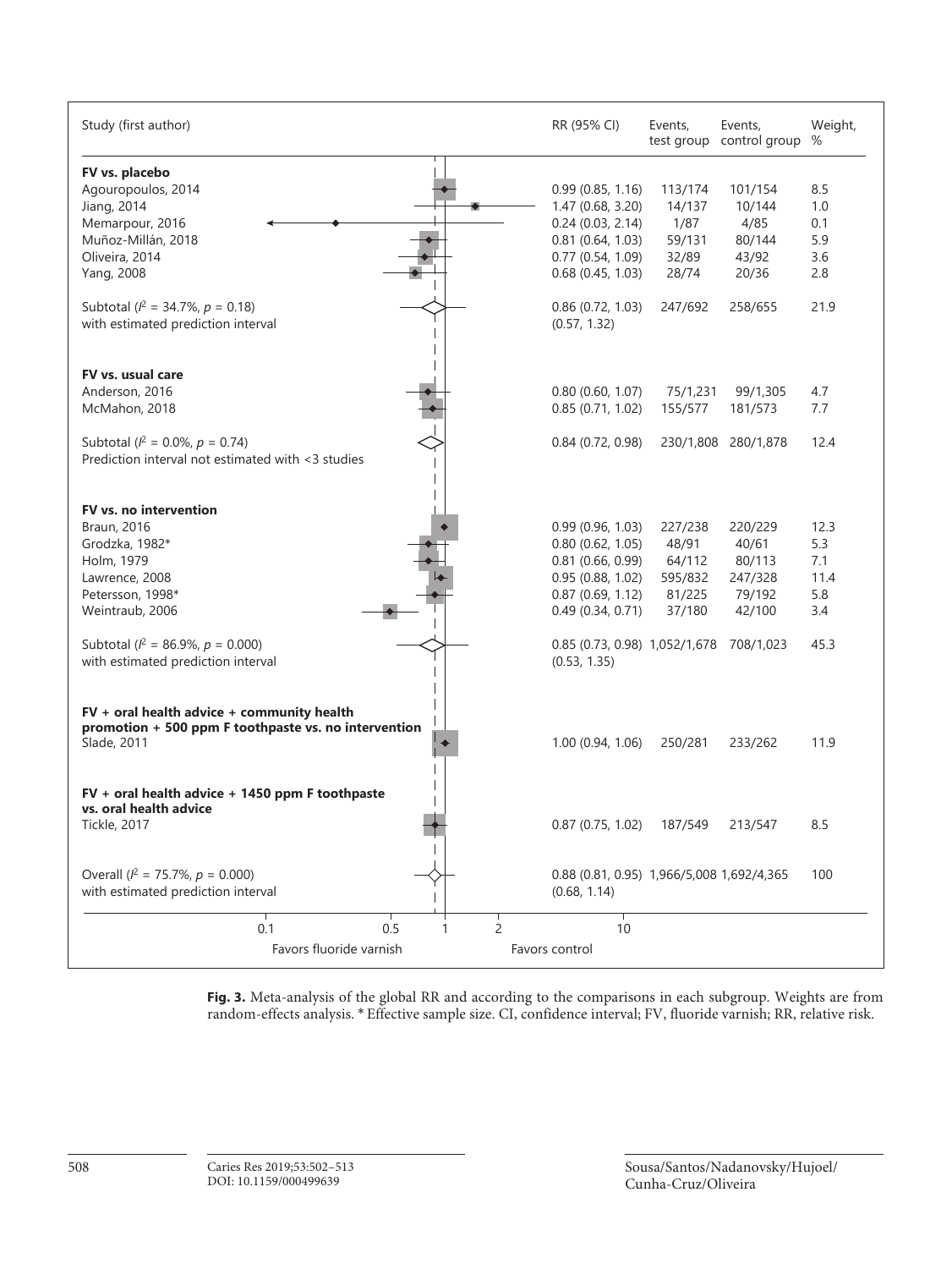| Study (first author) | RR (95% CI) | Events, test group | Events, control group | Weight, % |
|---|---|---|---|---|
| **FV vs. placebo** | | | | |
| Agouropoulos, 2014 | 0.99 (0.85, 1.16) | 113/174 | 101/154 | 8.5 |
| Jiang, 2014 | 1.47 (0.68, 3.20) | 14/137 | 10/144 | 1.0 |
| Memarpour, 2016 | 0.24 (0.03, 2.14) | 1/87 | 4/85 | 0.1 |
| Muñoz-Millán, 2018 | 0.81 (0.64, 1.03) | 59/131 | 80/144 | 5.9 |
| Oliveira, 2014 | 0.77 (0.54, 1.09) | 32/89 | 43/92 | 3.6 |
| Yang, 2008 | 0.68 (0.45, 1.03) | 28/74 | 20/36 | 2.8 |
| Subtotal ($I^2$ = 34.7%, $p$ = 0.18) with estimated prediction interval | 0.86 (0.72, 1.03) (0.57, 1.32) | 247/692 | 258/655 | 21.9 |
| **FV vs. usual care** | | | | |
| Anderson, 2016 | 0.80 (0.60, 1.07) | 75/1,231 | 99/1,305 | 4.7 |
| McMahon, 2018 | 0.85 (0.71, 1.02) | 155/577 | 181/573 | 7.7 |
| Subtotal ($I^2$ = 0.0%, $p$ = 0.74) Prediction interval not estimated with <3 studies | 0.84 (0.72, 0.98) | 230/1,808 | 280/1,878 | 12.4 |
| **FV vs. no intervention** | | | | |
| Braun, 2016 | 0.99 (0.96, 1.03) | 227/238 | 220/229 | 12.3 |
| Grodzka, 1982* | 0.80 (0.62, 1.05) | 48/91 | 40/61 | 5.3 |
| Holm, 1979 | 0.81 (0.66, 0.99) | 64/112 | 80/113 | 7.1 |
| Lawrence, 2008 | 0.95 (0.88, 1.02) | 595/832 | 247/328 | 11.4 |
| Petersson, 1998* | 0.87 (0.69, 1.12) | 81/225 | 79/192 | 5.8 |
| Weintraub, 2006 | 0.49 (0.34, 0.71) | 37/180 | 42/100 | 3.4 |
| Subtotal ($I^2$ = 86.9%, $p$ = 0.000) with estimated prediction interval | 0.85 (0.73, 0.98) (0.53, 1.35) | 1,052/1,678 | 708/1,023 | 45.3 |
| **FV + oral health advice + community health promotion + 500 ppm F toothpaste vs. no intervention** | | | | |
| Slade, 2011 | 1.00 (0.94, 1.06) | 250/281 | 233/262 | 11.9 |
| **FV + oral health advice + 1450 ppm F toothpaste vs. oral health advice** | | | | |
| Tickle, 2017 | 0.87 (0.75, 1.02) | 187/549 | 213/547 | 8.5 |
| Overall ($I^2$ = 75.7%, $p$ = 0.000) with estimated prediction interval | 0.88 (0.81, 0.95) (0.68, 1.14) | 1,966/5,008 | 1,692/4,365 | 100 |

Axis: 0.1, 0.5, 1, 2, 10 — Favors fluoride varnish / Favors control

**Fig. 3.** Meta-analysis of the global RR and according to the comparisons in each subgroup. Weights are from random-effects analysis. * Effective sample size. CI, confidence interval; FV, fluoride varnish; RR, relative risk.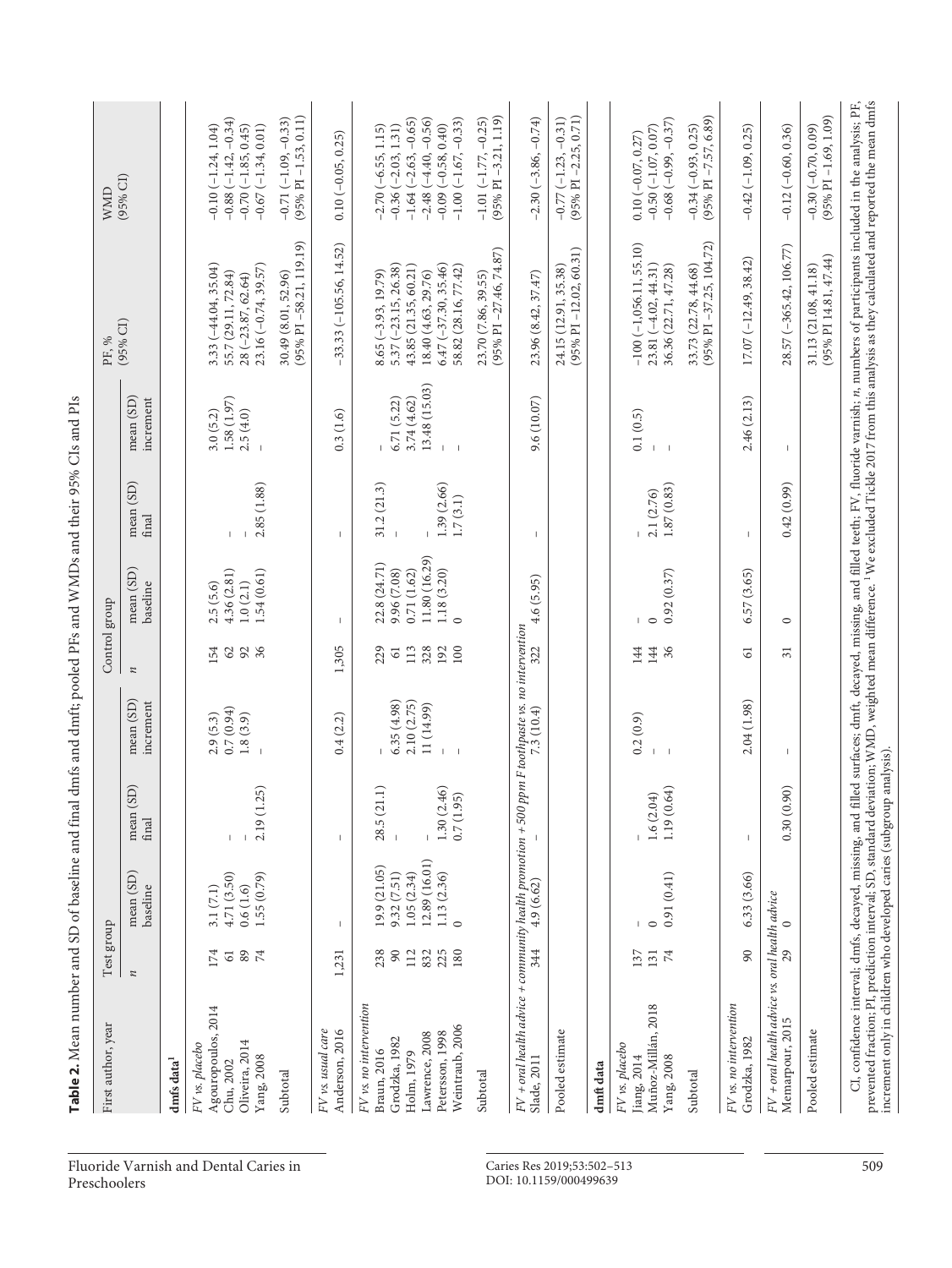**Table 2.** Mean number and SD of baseline and final dmfs and dmft; pooled PFs and WMDs and their 95% CIs and PIs

| First author, year | Test group | | | | Control group | | | | PF, % (95% CI) | WMD (95% CI) |
|---|---|---|---|---|---|---|---|---|---|---|
| | *n* | mean (SD) baseline | mean (SD) final | mean (SD) increment | *n* | mean (SD) baseline | mean (SD) final | mean (SD) increment | | |
| **dmfs data[1]** | | | | | | | | | | |
| *FV vs. placebo* | | | | | | | | | | |
| Agouropoulos, 2014 | 174 | 3.1 (7.1) | | 2.9 (5.3) | 154 | 2.5 (5.6) | | 3.0 (5.2) | 3.33 (−44.04, 35.04) | −0.10 (−1.24, 1.04) |
| Chu, 2002 | 61 | 4.71 (3.50) | – | 0.7 (0.94) | 62 | 4.36 (2.81) | – | 1.58 (1.97) | 55.7 (29.11, 72.84) | −0.88 (−1.42, −0.34) |
| Oliveira, 2014 | 89 | 0.6 (1.6) | – | 1.8 (3.9) | 92 | 1.0 (2.1) | – | 2.5 (4.0) | 28 (−23.87, 62.64) | −0.70 (−1.85, 0.45) |
| Yang, 2008 | 74 | 1.55 (0.79) | 2.19 (1.25) | – | 36 | 1.54 (0.61) | 2.85 (1.88) | – | 23.16 (−0.74, 39.57) | −0.67 (−1.34, 0.01) |
| Subtotal | | | | | | | | | 30.49 (8.01, 52.96) (95% PI −58.21, 119.19) | −0.71 (−1.09, −0.33) (95% PI −1.53, 0.11) |
| *FV vs. usual care* | | | | | | | | | | |
| Anderson, 2016 | 1,231 | – | – | 0.4 (2.2) | 1,305 | – | – | 0.3 (1.6) | −33.33 (−105.56, 14.52) | 0.10 (−0.05, 0.25) |
| *FV vs. no intervention* | | | | | | | | | | |
| Braun, 2016 | 238 | 19.9 (21.05) | 28.5 (21.1) | – | 229 | 22.8 (24.71) | 31.2 (21.3) | – | 8.65 (−3.93, 19.79) | −2.70 (−6.55, 1.15) |
| Grodzka, 1982 | 90 | 9.32 (7.51) | – | 6.35 (4.98) | 61 | 9.96 (7.08) | – | 6.71 (5.22) | 5.37 (−23.15, 26.38) | −0.36 (−2.03, 1.31) |
| Holm, 1979 | 112 | 1.05 (2.34) | | 2.10 (2.75) | 113 | 0.71 (1.62) | | 3.74 (4.62) | 43.85 (21.35, 60.21) | −1.64 (−2.63, −0.65) |
| Lawrence, 2008 | 832 | 12.89 (16.01) | – | 11 (14.99) | 328 | 11.80 (16.29) | – | 13.48 (15.03) | 18.40 (4.63, 29.76) | −2.48 (−4.40, −0.56) |
| Petersson, 1998 | 225 | 1.13 (2.36) | 1.30 (2.46) | – | 192 | 1.18 (3.20) | 1.39 (2.66) | – | 6.47 (−37.30, 35.46) | −0.09 (−0.58, 0.40) |
| Weintraub, 2006 | 180 | 0 | 0.7 (1.95) | – | 100 | 0 | 1.7 (3.1) | – | 58.82 (28.16, 77.42) | −1.00 (−1.67, −0.33) |
| Subtotal | | | | | | | | | 23.70 (7.86, 39.55) (95% PI −27.46, 74.87) | −1.01 (−1.77, −0.25) (95% PI −3.21, 1.19) |
| *FV + oral health advice + community health promotion + 500 ppm F toothpaste vs. no intervention* | | | | | | | | | | |
| Slade, 2011 | 344 | 4.9 (6.62) | – | 7.3 (10.4) | 322 | 4.6 (5.95) | – | 9.6 (10.07) | 23.96 (8.42, 37.47) | −2.30 (−3.86, −0.74) |
| Pooled estimate | | | | | | | | | 24.15 (12.91, 35.38) (95% PI −12.02, 60.31) | −0.77 (−1.23, −0.31) (95% PI −2.25, 0.71) |
| **dmft data** | | | | | | | | | | |
| *FV vs. placebo* | | | | | | | | | | |
| Jiang, 2014 | 137 | – | – | 0.2 (0.9) | 144 | – | – | 0.1 (0.5) | −100 (−1,056.11, 55.10) | 0.10 (−0.07, 0.27) |
| Muñoz-Millán, 2018 | 131 | 0 | 1.6 (2.04) | – | 144 | 0 | 2.1 (2.76) | – | 23.81 (−4.02, 44.31) | −0.50 (−1.07, 0.07) |
| Yang, 2008 | 74 | 0.91 (0.41) | 1.19 (0.64) | – | 36 | 0.92 (0.37) | 1.87 (0.83) | – | 36.36 (22.71, 47.28) | −0.68 (−0.99, −0.37) |
| Subtotal | | | | | | | | | 33.73 (22.78, 44.68) (95% PI −37.25, 104.72) | −0.34 (−0.93, 0.25) (95% PI −7.57, 6.89) |
| *FV vs. no intervention* | | | | | | | | | | |
| Grodzka, 1982 | 90 | 6.33 (3.66) | – | 2.04 (1.98) | 61 | 6.57 (3.65) | – | 2.46 (2.13) | 17.07 (−12.49, 38.42) | −0.42 (−1.09, 0.25) |
| *FV + oral health advice vs. oral health advice* | | | | | | | | | | |
| Memarpour, 2015 | 29 | 0 | 0.30 (0.90) | – | 31 | 0 | 0.42 (0.99) | – | 28.57 (−365.42, 106.77) | −0.12 (−0.60, 0.36) |
| Pooled estimate | | | | | | | | | 31.13 (21.08, 41.18) (95% PI 14.81, 47.44) | −0.30 (−0.70, 0.09) (95% PI −1.69, 1.09) |

CI, confidence interval; dmfs, decayed, missing, and filled surfaces; dmft, decayed, missing, and filled teeth; FV, fluoride varnish; *n*, numbers of participants included in the analysis; PF, prevented fraction; PI, prediction interval; SD, standard deviation; WMD, weighted mean difference. [1] We excluded Tickle 2017 from this analysis as they calculated and reported the mean dmfs increment only in children who developed caries (subgroup analysis).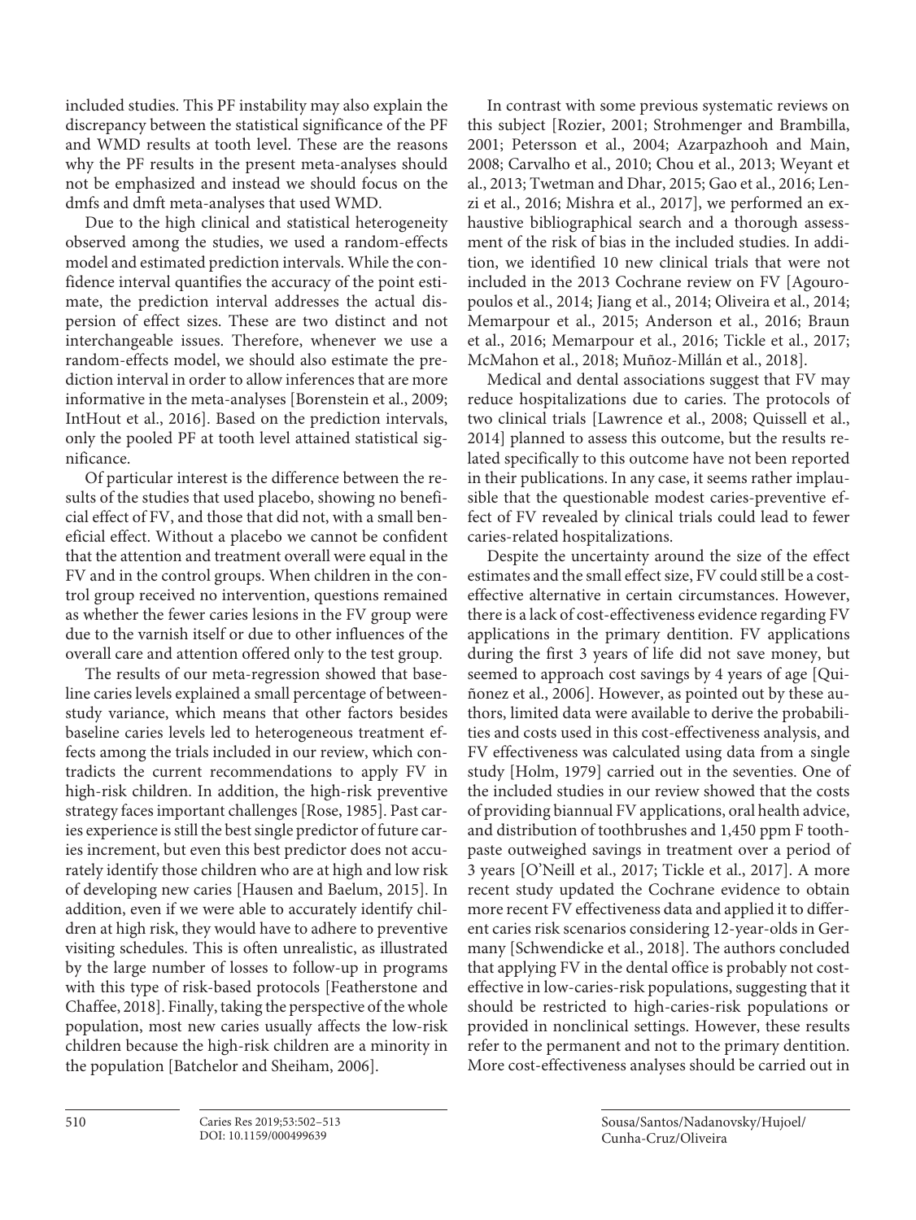included studies. This PF instability may also explain the discrepancy between the statistical significance of the PF and WMD results at tooth level. These are the reasons why the PF results in the present meta-analyses should not be emphasized and instead we should focus on the dmfs and dmft meta-analyses that used WMD.

Due to the high clinical and statistical heterogeneity observed among the studies, we used a random-effects model and estimated prediction intervals. While the confidence interval quantifies the accuracy of the point estimate, the prediction interval addresses the actual dispersion of effect sizes. These are two distinct and not interchangeable issues. Therefore, whenever we use a random-effects model, we should also estimate the prediction interval in order to allow inferences that are more informative in the meta-analyses [Borenstein et al., 2009; IntHout et al., 2016]. Based on the prediction intervals, only the pooled PF at tooth level attained statistical significance.

Of particular interest is the difference between the results of the studies that used placebo, showing no beneficial effect of FV, and those that did not, with a small beneficial effect. Without a placebo we cannot be confident that the attention and treatment overall were equal in the FV and in the control groups. When children in the control group received no intervention, questions remained as whether the fewer caries lesions in the FV group were due to the varnish itself or due to other influences of the overall care and attention offered only to the test group.

The results of our meta-regression showed that baseline caries levels explained a small percentage of between-study variance, which means that other factors besides baseline caries levels led to heterogeneous treatment effects among the trials included in our review, which contradicts the current recommendations to apply FV in high-risk children. In addition, the high-risk preventive strategy faces important challenges [Rose, 1985]. Past caries experience is still the best single predictor of future caries increment, but even this best predictor does not accurately identify those children who are at high and low risk of developing new caries [Hausen and Baelum, 2015]. In addition, even if we were able to accurately identify children at high risk, they would have to adhere to preventive visiting schedules. This is often unrealistic, as illustrated by the large number of losses to follow-up in programs with this type of risk-based protocols [Featherstone and Chaffee, 2018]. Finally, taking the perspective of the whole population, most new caries usually affects the low-risk children because the high-risk children are a minority in the population [Batchelor and Sheiham, 2006].

In contrast with some previous systematic reviews on this subject [Rozier, 2001; Strohmenger and Brambilla, 2001; Petersson et al., 2004; Azarpazhooh and Main, 2008; Carvalho et al., 2010; Chou et al., 2013; Weyant et al., 2013; Twetman and Dhar, 2015; Gao et al., 2016; Lenzi et al., 2016; Mishra et al., 2017], we performed an exhaustive bibliographical search and a thorough assessment of the risk of bias in the included studies. In addition, we identified 10 new clinical trials that were not included in the 2013 Cochrane review on FV [Agouropoulos et al., 2014; Jiang et al., 2014; Oliveira et al., 2014; Memarpour et al., 2015; Anderson et al., 2016; Braun et al., 2016; Memarpour et al., 2016; Tickle et al., 2017; McMahon et al., 2018; Muñoz-Millán et al., 2018].

Medical and dental associations suggest that FV may reduce hospitalizations due to caries. The protocols of two clinical trials [Lawrence et al., 2008; Quissell et al., 2014] planned to assess this outcome, but the results related specifically to this outcome have not been reported in their publications. In any case, it seems rather implausible that the questionable modest caries-preventive effect of FV revealed by clinical trials could lead to fewer caries-related hospitalizations.

Despite the uncertainty around the size of the effect estimates and the small effect size, FV could still be a cost-effective alternative in certain circumstances. However, there is a lack of cost-effectiveness evidence regarding FV applications in the primary dentition. FV applications during the first 3 years of life did not save money, but seemed to approach cost savings by 4 years of age [Quiñonez et al., 2006]. However, as pointed out by these authors, limited data were available to derive the probabilities and costs used in this cost-effectiveness analysis, and FV effectiveness was calculated using data from a single study [Holm, 1979] carried out in the seventies. One of the included studies in our review showed that the costs of providing biannual FV applications, oral health advice, and distribution of toothbrushes and 1,450 ppm F toothpaste outweighed savings in treatment over a period of 3 years [O'Neill et al., 2017; Tickle et al., 2017]. A more recent study updated the Cochrane evidence to obtain more recent FV effectiveness data and applied it to different caries risk scenarios considering 12-year-olds in Germany [Schwendicke et al., 2018]. The authors concluded that applying FV in the dental office is probably not cost-effective in low-caries-risk populations, suggesting that it should be restricted to high-caries-risk populations or provided in nonclinical settings. However, these results refer to the permanent and not to the primary dentition. More cost-effectiveness analyses should be carried out in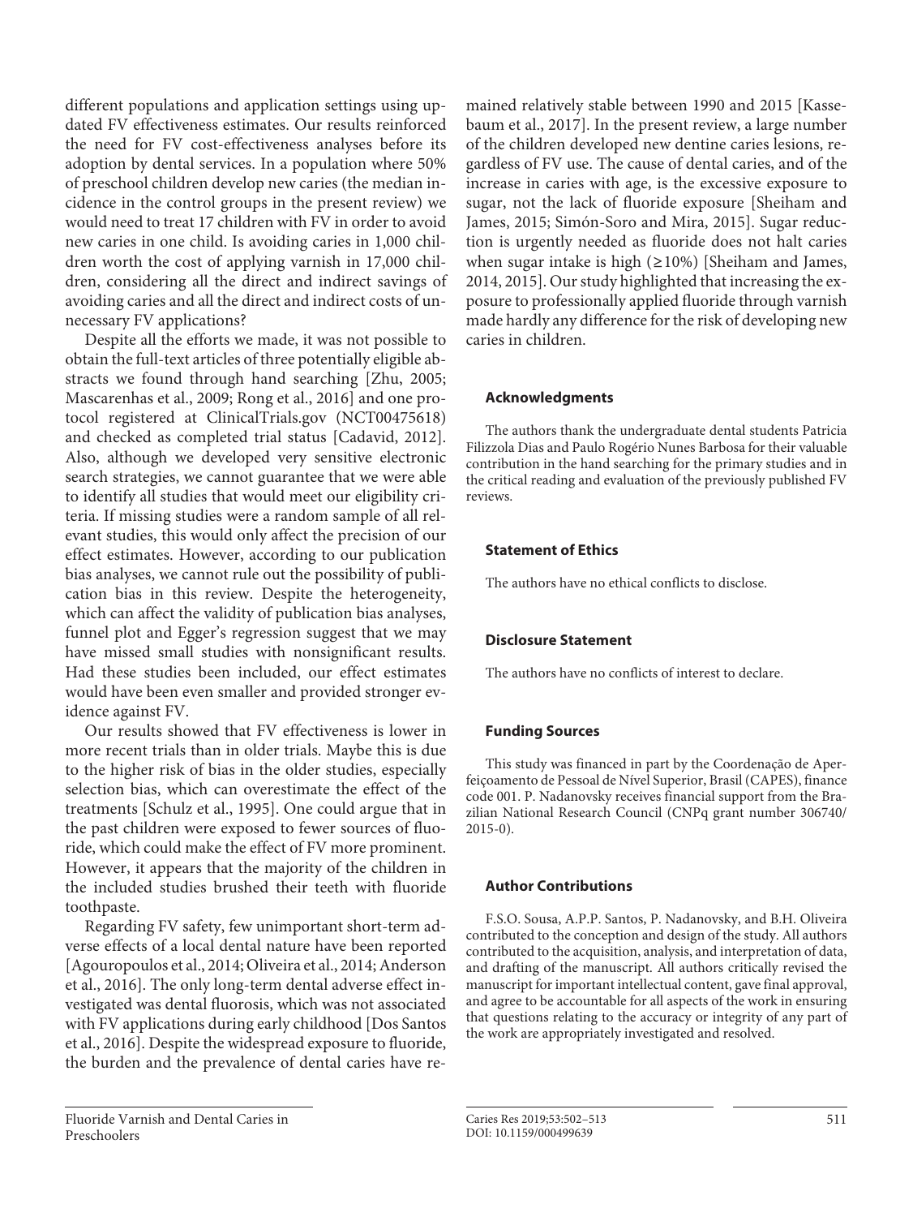different populations and application settings using updated FV effectiveness estimates. Our results reinforced the need for FV cost-effectiveness analyses before its adoption by dental services. In a population where 50% of preschool children develop new caries (the median incidence in the control groups in the present review) we would need to treat 17 children with FV in order to avoid new caries in one child. Is avoiding caries in 1,000 children worth the cost of applying varnish in 17,000 children, considering all the direct and indirect savings of avoiding caries and all the direct and indirect costs of unnecessary FV applications?

Despite all the efforts we made, it was not possible to obtain the full-text articles of three potentially eligible abstracts we found through hand searching [Zhu, 2005; Mascarenhas et al., 2009; Rong et al., 2016] and one protocol registered at ClinicalTrials.gov (NCT00475618) and checked as completed trial status [Cadavid, 2012]. Also, although we developed very sensitive electronic search strategies, we cannot guarantee that we were able to identify all studies that would meet our eligibility criteria. If missing studies were a random sample of all relevant studies, this would only affect the precision of our effect estimates. However, according to our publication bias analyses, we cannot rule out the possibility of publication bias in this review. Despite the heterogeneity, which can affect the validity of publication bias analyses, funnel plot and Egger's regression suggest that we may have missed small studies with nonsignificant results. Had these studies been included, our effect estimates would have been even smaller and provided stronger evidence against FV.

Our results showed that FV effectiveness is lower in more recent trials than in older trials. Maybe this is due to the higher risk of bias in the older studies, especially selection bias, which can overestimate the effect of the treatments [Schulz et al., 1995]. One could argue that in the past children were exposed to fewer sources of fluoride, which could make the effect of FV more prominent. However, it appears that the majority of the children in the included studies brushed their teeth with fluoride toothpaste.

Regarding FV safety, few unimportant short-term adverse effects of a local dental nature have been reported [Agouropoulos et al., 2014; Oliveira et al., 2014; Anderson et al., 2016]. The only long-term dental adverse effect investigated was dental fluorosis, which was not associated with FV applications during early childhood [Dos Santos et al., 2016]. Despite the widespread exposure to fluoride, the burden and the prevalence of dental caries have remained relatively stable between 1990 and 2015 [Kassebaum et al., 2017]. In the present review, a large number of the children developed new dentine caries lesions, regardless of FV use. The cause of dental caries, and of the increase in caries with age, is the excessive exposure to sugar, not the lack of fluoride exposure [Sheiham and James, 2015; Simón-Soro and Mira, 2015]. Sugar reduction is urgently needed as fluoride does not halt caries when sugar intake is high (≥10%) [Sheiham and James, 2014, 2015]. Our study highlighted that increasing the exposure to professionally applied fluoride through varnish made hardly any difference for the risk of developing new caries in children.

## Acknowledgments

The authors thank the undergraduate dental students Patricia Filizzola Dias and Paulo Rogério Nunes Barbosa for their valuable contribution in the hand searching for the primary studies and in the critical reading and evaluation of the previously published FV reviews.

## Statement of Ethics

The authors have no ethical conflicts to disclose.

## Disclosure Statement

The authors have no conflicts of interest to declare.

## Funding Sources

This study was financed in part by the Coordenação de Aperfeiçoamento de Pessoal de Nível Superior, Brasil (CAPES), finance code 001. P. Nadanovsky receives financial support from the Brazilian National Research Council (CNPq grant number 306740/2015-0).

## Author Contributions

F.S.O. Sousa, A.P.P. Santos, P. Nadanovsky, and B.H. Oliveira contributed to the conception and design of the study. All authors contributed to the acquisition, analysis, and interpretation of data, and drafting of the manuscript. All authors critically revised the manuscript for important intellectual content, gave final approval, and agree to be accountable for all aspects of the work in ensuring that questions relating to the accuracy or integrity of any part of the work are appropriately investigated and resolved.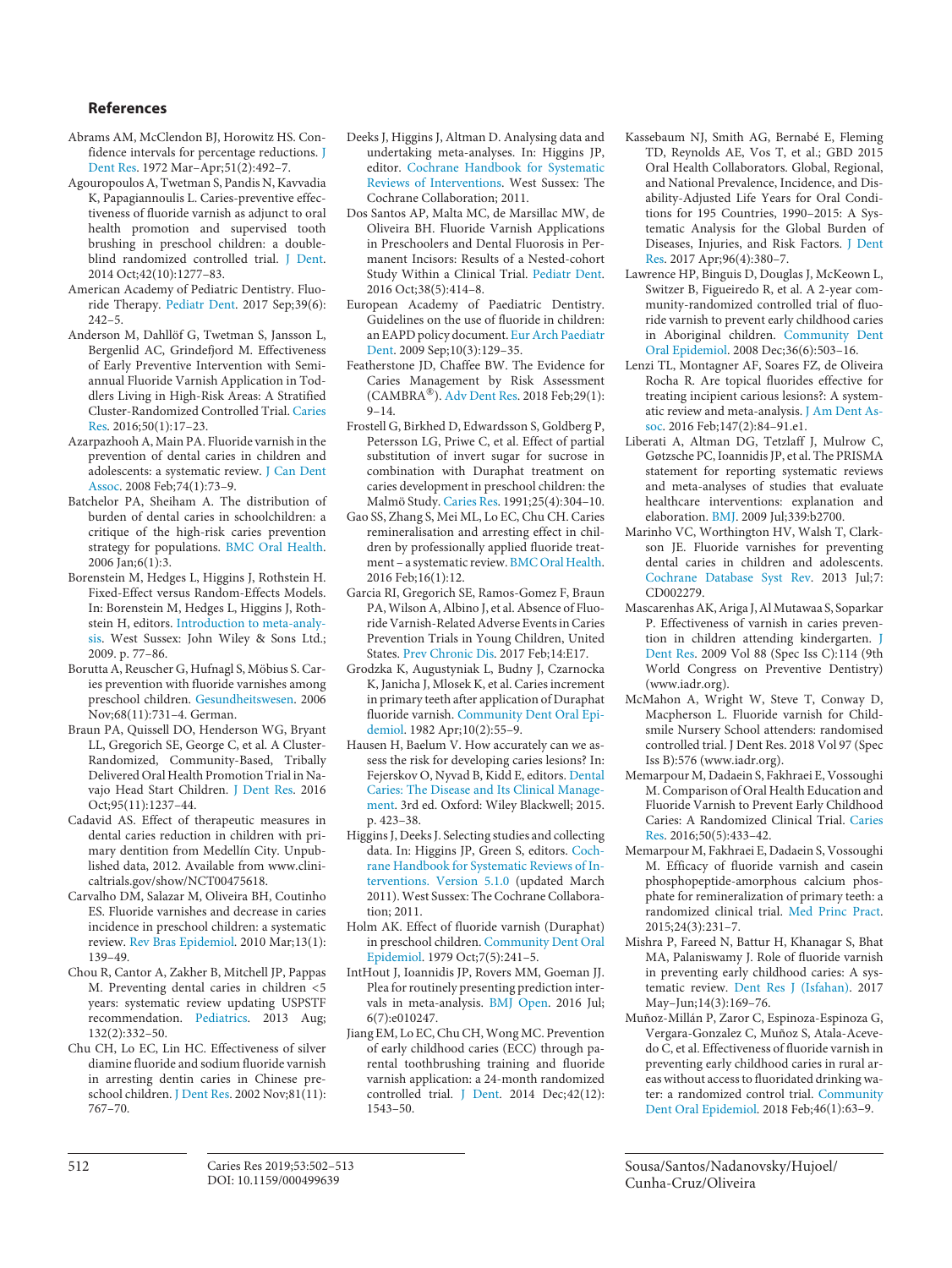## References

Abrams AM, McClendon BJ, Horowitz HS. Confidence intervals for percentage reductions. J Dent Res. 1972 Mar–Apr;51(2):492–7.

Agouropoulos A, Twetman S, Pandis N, Kavvadia K, Papagiannoulis L. Caries-preventive effectiveness of fluoride varnish as adjunct to oral health promotion and supervised tooth brushing in preschool children: a double-blind randomized controlled trial. J Dent. 2014 Oct;42(10):1277–83.

American Academy of Pediatric Dentistry. Fluoride Therapy. Pediatr Dent. 2017 Sep;39(6): 242–5.

Anderson M, Dahllöf G, Twetman S, Jansson L, Bergenlid AC, Grindefjord M. Effectiveness of Early Preventive Intervention with Semiannual Fluoride Varnish Application in Toddlers Living in High-Risk Areas: A Stratified Cluster-Randomized Controlled Trial. Caries Res. 2016;50(1):17–23.

Azarpazhooh A, Main PA. Fluoride varnish in the prevention of dental caries in children and adolescents: a systematic review. J Can Dent Assoc. 2008 Feb;74(1):73–9.

Batchelor PA, Sheiham A. The distribution of burden of dental caries in schoolchildren: a critique of the high-risk caries prevention strategy for populations. BMC Oral Health. 2006 Jan;6(1):3.

Borenstein M, Hedges L, Higgins J, Rothstein H. Fixed-Effect versus Random-Effects Models. In: Borenstein M, Hedges L, Higgins J, Rothstein H, editors. Introduction to meta-analysis. West Sussex: John Wiley & Sons Ltd.; 2009. p. 77–86.

Borutta A, Reuscher G, Hufnagl S, Möbius S. Caries prevention with fluoride varnishes among preschool children. Gesundheitswesen. 2006 Nov;68(11):731–4. German.

Braun PA, Quissell DO, Henderson WG, Bryant LL, Gregorich SE, George C, et al. A Cluster-Randomized, Community-Based, Tribally Delivered Oral Health Promotion Trial in Navajo Head Start Children. J Dent Res. 2016 Oct;95(11):1237–44.

Cadavid AS. Effect of therapeutic measures in dental caries reduction in children with primary dentition from Medellín City. Unpublished data, 2012. Available from www.clinicaltrials.gov/show/NCT00475618.

Carvalho DM, Salazar M, Oliveira BH, Coutinho ES. Fluoride varnishes and decrease in caries incidence in preschool children: a systematic review. Rev Bras Epidemiol. 2010 Mar;13(1): 139–49.

Chou R, Cantor A, Zakher B, Mitchell JP, Pappas M. Preventing dental caries in children <5 years: systematic review updating USPSTF recommendation. Pediatrics. 2013 Aug; 132(2):332–50.

Chu CH, Lo EC, Lin HC. Effectiveness of silver diamine fluoride and sodium fluoride varnish in arresting dentin caries in Chinese preschool children. J Dent Res. 2002 Nov;81(11): 767–70.

Deeks J, Higgins J, Altman D. Analysing data and undertaking meta-analyses. In: Higgins JP, editor. Cochrane Handbook for Systematic Reviews of Interventions. West Sussex: The Cochrane Collaboration; 2011.

Dos Santos AP, Malta MC, de Marsillac MW, de Oliveira BH. Fluoride Varnish Applications in Preschoolers and Dental Fluorosis in Permanent Incisors: Results of a Nested-cohort Study Within a Clinical Trial. Pediatr Dent. 2016 Oct;38(5):414–8.

European Academy of Paediatric Dentistry. Guidelines on the use of fluoride in children: an EAPD policy document. Eur Arch Paediatr Dent. 2009 Sep;10(3):129–35.

Featherstone JD, Chaffee BW. The Evidence for Caries Management by Risk Assessment (CAMBRA®). Adv Dent Res. 2018 Feb;29(1): 9–14.

Frostell G, Birkhed D, Edwardsson S, Goldberg P, Petersson LG, Priwe C, et al. Effect of partial substitution of invert sugar for sucrose in combination with Duraphat treatment on caries development in preschool children: the Malmö Study. Caries Res. 1991;25(4):304–10.

Gao SS, Zhang S, Mei ML, Lo EC, Chu CH. Caries remineralisation and arresting effect in children by professionally applied fluoride treatment – a systematic review. BMC Oral Health. 2016 Feb;16(1):12.

Garcia RI, Gregorich SE, Ramos-Gomez F, Braun PA, Wilson A, Albino J, et al. Absence of Fluoride Varnish-Related Adverse Events in Caries Prevention Trials in Young Children, United States. Prev Chronic Dis. 2017 Feb;14:E17.

Grodzka K, Augustyniak L, Budny J, Czarnocka K, Janicha J, Mlosek K, et al. Caries increment in primary teeth after application of Duraphat fluoride varnish. Community Dent Oral Epidemiol. 1982 Apr;10(2):55–9.

Hausen H, Baelum V. How accurately can we assess the risk for developing caries lesions? In: Fejerskov O, Nyvad B, Kidd E, editors. Dental Caries: The Disease and Its Clinical Management. 3rd ed. Oxford: Wiley Blackwell; 2015. p. 423–38.

Higgins J, Deeks J. Selecting studies and collecting data. In: Higgins JP, Green S, editors. Cochrane Handbook for Systematic Reviews of Interventions. Version 5.1.0 (updated March 2011). West Sussex: The Cochrane Collaboration; 2011.

Holm AK. Effect of fluoride varnish (Duraphat) in preschool children. Community Dent Oral Epidemiol. 1979 Oct;7(5):241–5.

IntHout J, Ioannidis JP, Rovers MM, Goeman JJ. Plea for routinely presenting prediction intervals in meta-analysis. BMJ Open. 2016 Jul; 6(7):e010247.

Jiang EM, Lo EC, Chu CH, Wong MC. Prevention of early childhood caries (ECC) through parental toothbrushing training and fluoride varnish application: a 24-month randomized controlled trial. J Dent. 2014 Dec;42(12): 1543–50.

Kassebaum NJ, Smith AG, Bernabé E, Fleming TD, Reynolds AE, Vos T, et al.; GBD 2015 Oral Health Collaborators. Global, Regional, and National Prevalence, Incidence, and Disability-Adjusted Life Years for Oral Conditions for 195 Countries, 1990–2015: A Systematic Analysis for the Global Burden of Diseases, Injuries, and Risk Factors. J Dent Res. 2017 Apr;96(4):380–7.

Lawrence HP, Binguis D, Douglas J, McKeown L, Switzer B, Figueiredo R, et al. A 2-year community-randomized controlled trial of fluoride varnish to prevent early childhood caries in Aboriginal children. Community Dent Oral Epidemiol. 2008 Dec;36(6):503–16.

Lenzi TL, Montagner AF, Soares FZ, de Oliveira Rocha R. Are topical fluorides effective for treating incipient carious lesions?: A systematic review and meta-analysis. J Am Dent Assoc. 2016 Feb;147(2):84–91.e1.

Liberati A, Altman DG, Tetzlaff J, Mulrow C, Gøtzsche PC, Ioannidis JP, et al. The PRISMA statement for reporting systematic reviews and meta-analyses of studies that evaluate healthcare interventions: explanation and elaboration. BMJ. 2009 Jul;339:b2700.

Marinho VC, Worthington HV, Walsh T, Clarkson JE. Fluoride varnishes for preventing dental caries in children and adolescents. Cochrane Database Syst Rev. 2013 Jul;7: CD002279.

Mascarenhas AK, Ariga J, Al Mutawaa S, Soparkar P. Effectiveness of varnish in caries prevention in children attending kindergarten. J Dent Res. 2009 Vol 88 (Spec Iss C):114 (9th World Congress on Preventive Dentistry) (www.iadr.org).

McMahon A, Wright W, Steve T, Conway D, Macpherson L. Fluoride varnish for Childsmile Nursery School attenders: randomised controlled trial. J Dent Res. 2018 Vol 97 (Spec Iss B):576 (www.iadr.org).

Memarpour M, Dadaein S, Fakhraei E, Vossoughi M. Comparison of Oral Health Education and Fluoride Varnish to Prevent Early Childhood Caries: A Randomized Clinical Trial. Caries Res. 2016;50(5):433–42.

Memarpour M, Fakhraei E, Dadaein S, Vossoughi M. Efficacy of fluoride varnish and casein phosphopeptide-amorphous calcium phosphate for remineralization of primary teeth: a randomized clinical trial. Med Princ Pract. 2015;24(3):231–7.

Mishra P, Fareed N, Battur H, Khanagar S, Bhat MA, Palaniswamy J. Role of fluoride varnish in preventing early childhood caries: A systematic review. Dent Res J (Isfahan). 2017 May–Jun;14(3):169–76.

Muñoz-Millán P, Zaror C, Espinoza-Espinoza G, Vergara-Gonzalez C, Muñoz S, Atala-Acevedo C, et al. Effectiveness of fluoride varnish in preventing early childhood caries in rural areas without access to fluoridated drinking water: a randomized control trial. Community Dent Oral Epidemiol. 2018 Feb;46(1):63–9.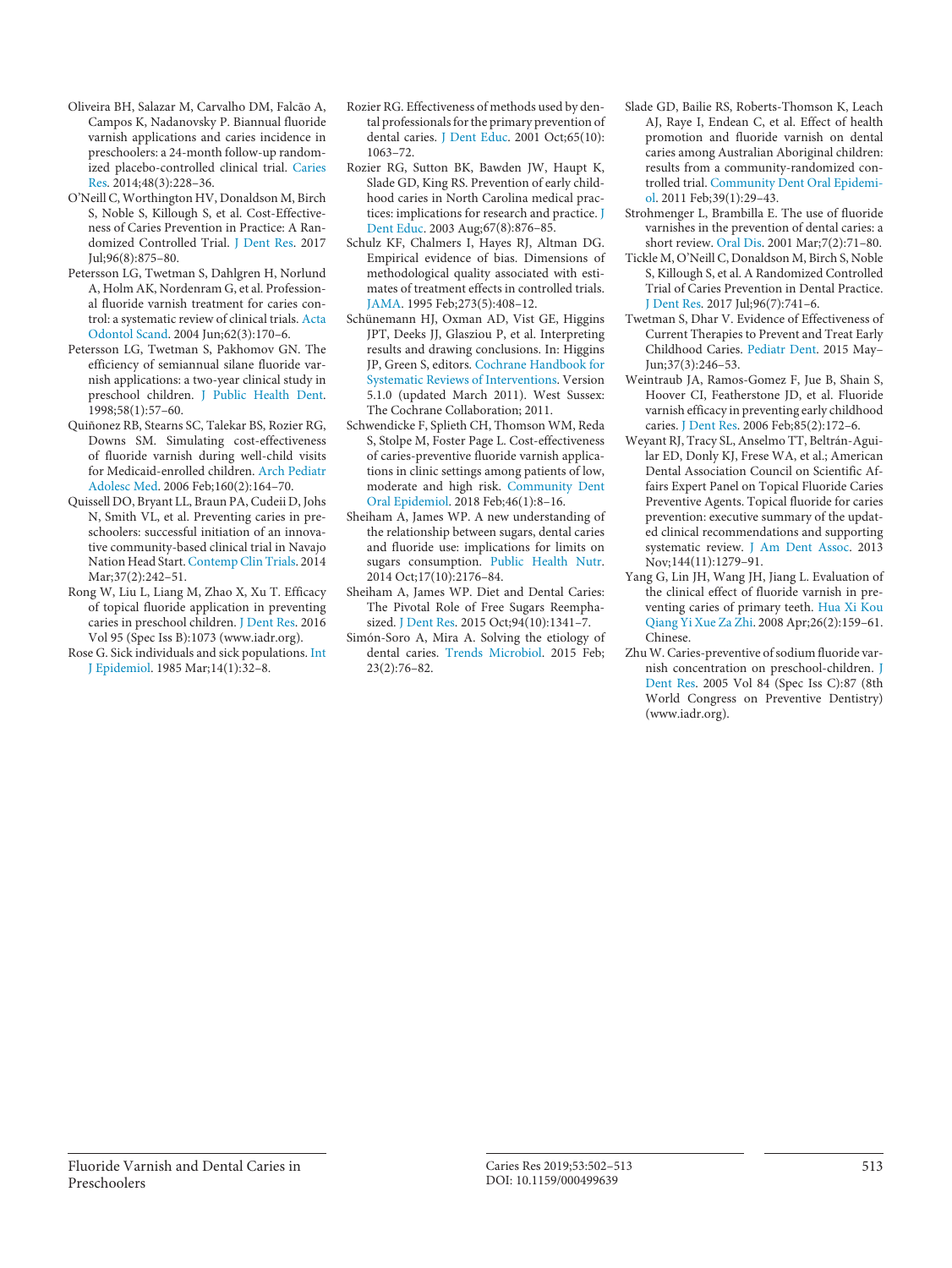Oliveira BH, Salazar M, Carvalho DM, Falcão A, Campos K, Nadanovsky P. Biannual fluoride varnish applications and caries incidence in preschoolers: a 24-month follow-up randomized placebo-controlled clinical trial. Caries Res. 2014;48(3):228–36.

O'Neill C, Worthington HV, Donaldson M, Birch S, Noble S, Killough S, et al. Cost-Effectiveness of Caries Prevention in Practice: A Randomized Controlled Trial. J Dent Res. 2017 Jul;96(8):875–80.

Petersson LG, Twetman S, Dahlgren H, Norlund A, Holm AK, Nordenram G, et al. Professional fluoride varnish treatment for caries control: a systematic review of clinical trials. Acta Odontol Scand. 2004 Jun;62(3):170–6.

Petersson LG, Twetman S, Pakhomov GN. The efficiency of semiannual silane fluoride varnish applications: a two-year clinical study in preschool children. J Public Health Dent. 1998;58(1):57–60.

Quiñonez RB, Stearns SC, Talekar BS, Rozier RG, Downs SM. Simulating cost-effectiveness of fluoride varnish during well-child visits for Medicaid-enrolled children. Arch Pediatr Adolesc Med. 2006 Feb;160(2):164–70.

Quissell DO, Bryant LL, Braun PA, Cudeii D, Johs N, Smith VL, et al. Preventing caries in preschoolers: successful initiation of an innovative community-based clinical trial in Navajo Nation Head Start. Contemp Clin Trials. 2014 Mar;37(2):242–51.

Rong W, Liu L, Liang M, Zhao X, Xu T. Efficacy of topical fluoride application in preventing caries in preschool children. J Dent Res. 2016 Vol 95 (Spec Iss B):1073 (www.iadr.org).

Rose G. Sick individuals and sick populations. Int J Epidemiol. 1985 Mar;14(1):32–8.

Rozier RG. Effectiveness of methods used by dental professionals for the primary prevention of dental caries. J Dent Educ. 2001 Oct;65(10):1063–72.

Rozier RG, Sutton BK, Bawden JW, Haupt K, Slade GD, King RS. Prevention of early childhood caries in North Carolina medical practices: implications for research and practice. J Dent Educ. 2003 Aug;67(8):876–85.

Schulz KF, Chalmers I, Hayes RJ, Altman DG. Empirical evidence of bias. Dimensions of methodological quality associated with estimates of treatment effects in controlled trials. JAMA. 1995 Feb;273(5):408–12.

Schünemann HJ, Oxman AD, Vist GE, Higgins JPT, Deeks JJ, Glasziou P, et al. Interpreting results and drawing conclusions. In: Higgins JP, Green S, editors. Cochrane Handbook for Systematic Reviews of Interventions. Version 5.1.0 (updated March 2011). West Sussex: The Cochrane Collaboration; 2011.

Schwendicke F, Splieth CH, Thomson WM, Reda S, Stolpe M, Foster Page L. Cost-effectiveness of caries-preventive fluoride varnish applications in clinic settings among patients of low, moderate and high risk. Community Dent Oral Epidemiol. 2018 Feb;46(1):8–16.

Sheiham A, James WP. A new understanding of the relationship between sugars, dental caries and fluoride use: implications for limits on sugars consumption. Public Health Nutr. 2014 Oct;17(10):2176–84.

Sheiham A, James WP. Diet and Dental Caries: The Pivotal Role of Free Sugars Reemphasized. J Dent Res. 2015 Oct;94(10):1341–7.

Simón-Soro A, Mira A. Solving the etiology of dental caries. Trends Microbiol. 2015 Feb;23(2):76–82.

Slade GD, Bailie RS, Roberts-Thomson K, Leach AJ, Raye I, Endean C, et al. Effect of health promotion and fluoride varnish on dental caries among Australian Aboriginal children: results from a community-randomized controlled trial. Community Dent Oral Epidemiol. 2011 Feb;39(1):29–43.

Strohmenger L, Brambilla E. The use of fluoride varnishes in the prevention of dental caries: a short review. Oral Dis. 2001 Mar;7(2):71–80.

Tickle M, O'Neill C, Donaldson M, Birch S, Noble S, Killough S, et al. A Randomized Controlled Trial of Caries Prevention in Dental Practice. J Dent Res. 2017 Jul;96(7):741–6.

Twetman S, Dhar V. Evidence of Effectiveness of Current Therapies to Prevent and Treat Early Childhood Caries. Pediatr Dent. 2015 May–Jun;37(3):246–53.

Weintraub JA, Ramos-Gomez F, Jue B, Shain S, Hoover CI, Featherstone JD, et al. Fluoride varnish efficacy in preventing early childhood caries. J Dent Res. 2006 Feb;85(2):172–6.

Weyant RJ, Tracy SL, Anselmo TT, Beltrán-Aguilar ED, Donly KJ, Frese WA, et al.; American Dental Association Council on Scientific Affairs Expert Panel on Topical Fluoride Caries Preventive Agents. Topical fluoride for caries prevention: executive summary of the updated clinical recommendations and supporting systematic review. J Am Dent Assoc. 2013 Nov;144(11):1279–91.

Yang G, Lin JH, Wang JH, Jiang L. Evaluation of the clinical effect of fluoride varnish in preventing caries of primary teeth. Hua Xi Kou Qiang Yi Xue Za Zhi. 2008 Apr;26(2):159–61. Chinese.

Zhu W. Caries-preventive of sodium fluoride varnish concentration on preschool-children. J Dent Res. 2005 Vol 84 (Spec Iss C):87 (8th World Congress on Preventive Dentistry) (www.iadr.org).